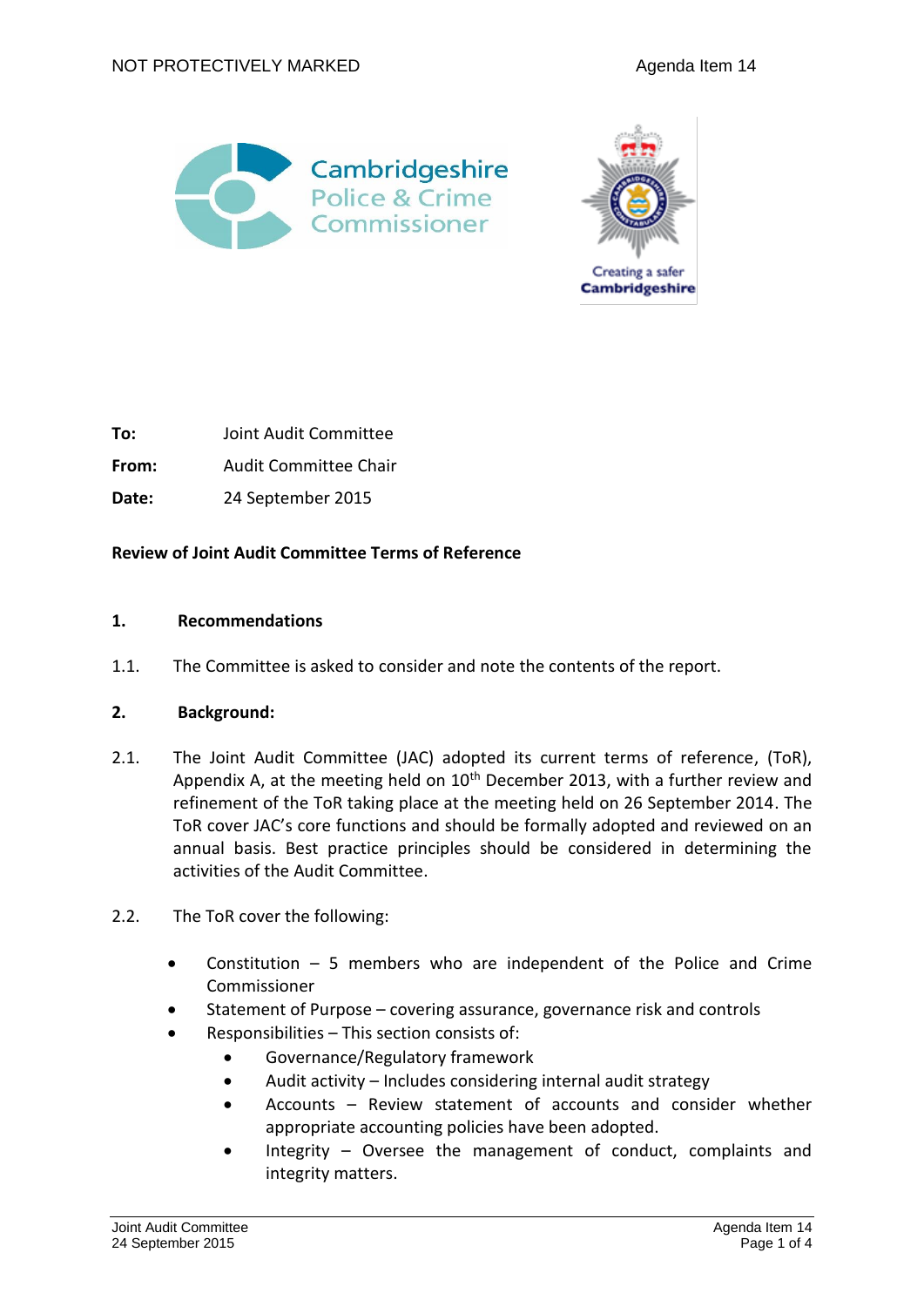**To:** Joint Audit Committee

**From:** Audit Committee Chair

**Date:** 24 September 2015

**Review of Joint Audit Committee Terms of Reference**

## 1. Recommendations

1.1. The Committee is asked to consider and note the contents of the report.

## 2. Background:

2.1. The Joint Audit Committee (JAC) adopted its current terms of reference, (ToR), Appendix A, at the meeting held on 10th December 2013, with a further review and refinement of the ToR taking place at the meeting held on 26 September 2014. The ToR cover JAC's core functions and should be formally adopted and reviewed on an annual basis. Best practice principles should be considered in determining the activities of the Audit Committee.

2.2. The ToR cover the following:

- Constitution – 5 members who are independent of the Police and Crime Commissioner
- Statement of Purpose – covering assurance, governance risk and controls
- Responsibilities – This section consists of:
  - Governance/Regulatory framework
  - Audit activity – Includes considering internal audit strategy
  - Accounts – Review statement of accounts and consider whether appropriate accounting policies have been adopted.
  - Integrity – Oversee the management of conduct, complaints and integrity matters.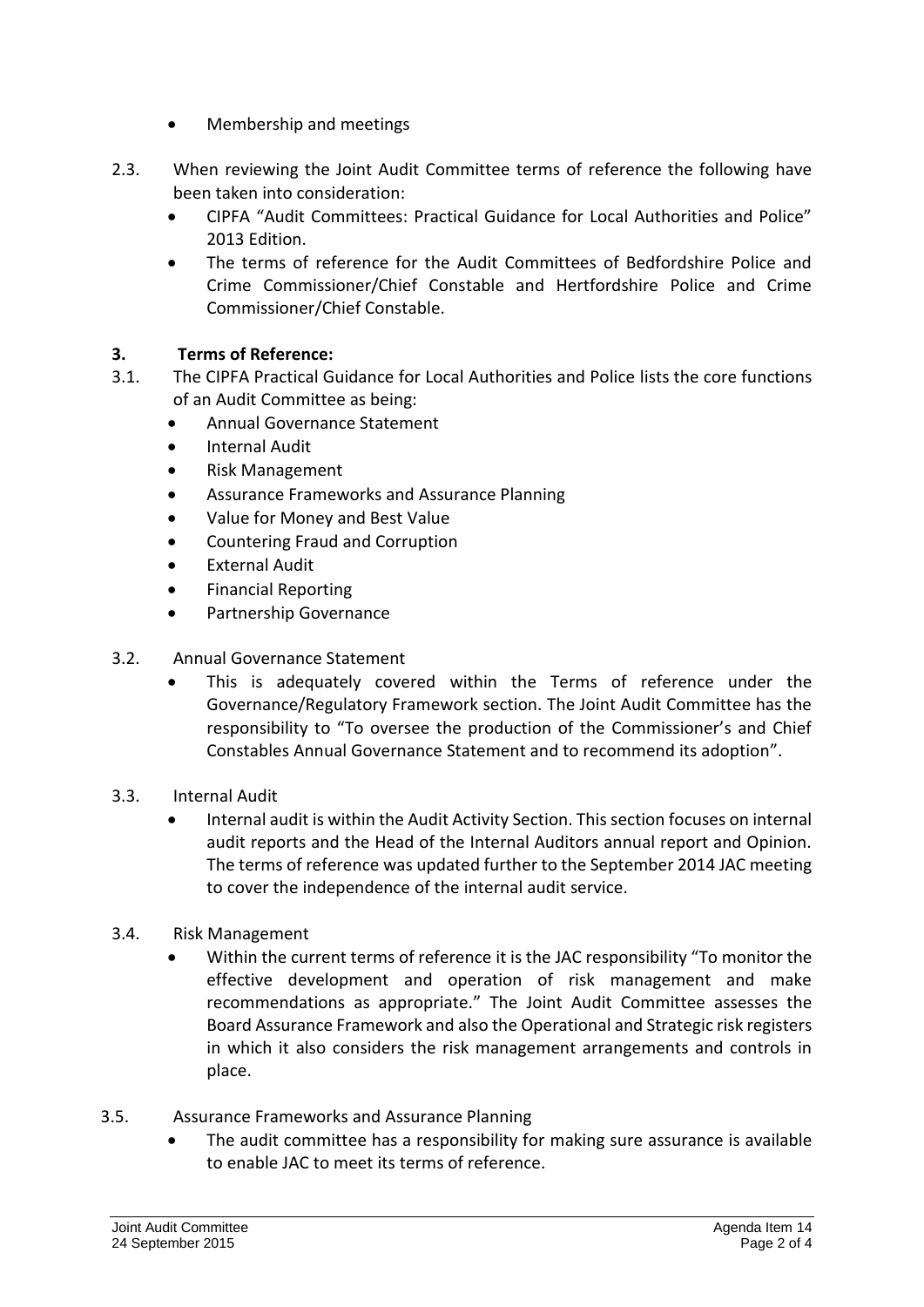- Membership and meetings

2.3. When reviewing the Joint Audit Committee terms of reference the following have been taken into consideration:
- CIPFA "Audit Committees: Practical Guidance for Local Authorities and Police" 2013 Edition.
- The terms of reference for the Audit Committees of Bedfordshire Police and Crime Commissioner/Chief Constable and Hertfordshire Police and Crime Commissioner/Chief Constable.

## 3. Terms of Reference:

3.1. The CIPFA Practical Guidance for Local Authorities and Police lists the core functions of an Audit Committee as being:
- Annual Governance Statement
- Internal Audit
- Risk Management
- Assurance Frameworks and Assurance Planning
- Value for Money and Best Value
- Countering Fraud and Corruption
- External Audit
- Financial Reporting
- Partnership Governance

3.2. Annual Governance Statement
- This is adequately covered within the Terms of reference under the Governance/Regulatory Framework section. The Joint Audit Committee has the responsibility to "To oversee the production of the Commissioner's and Chief Constables Annual Governance Statement and to recommend its adoption".

3.3. Internal Audit
- Internal audit is within the Audit Activity Section. This section focuses on internal audit reports and the Head of the Internal Auditors annual report and Opinion. The terms of reference was updated further to the September 2014 JAC meeting to cover the independence of the internal audit service.

3.4. Risk Management
- Within the current terms of reference it is the JAC responsibility "To monitor the effective development and operation of risk management and make recommendations as appropriate." The Joint Audit Committee assesses the Board Assurance Framework and also the Operational and Strategic risk registers in which it also considers the risk management arrangements and controls in place.

3.5. Assurance Frameworks and Assurance Planning
- The audit committee has a responsibility for making sure assurance is available to enable JAC to meet its terms of reference.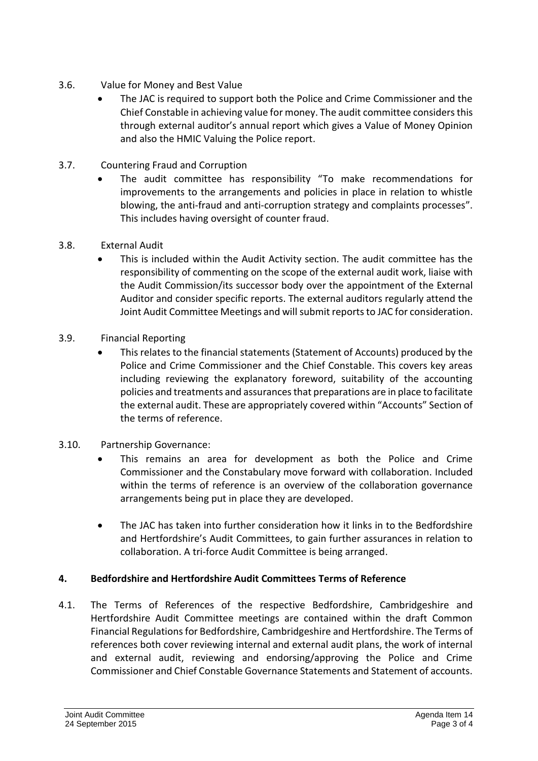3.6. Value for Money and Best Value

- The JAC is required to support both the Police and Crime Commissioner and the Chief Constable in achieving value for money. The audit committee considers this through external auditor's annual report which gives a Value of Money Opinion and also the HMIC Valuing the Police report.

3.7. Countering Fraud and Corruption

- The audit committee has responsibility "To make recommendations for improvements to the arrangements and policies in place in relation to whistle blowing, the anti-fraud and anti-corruption strategy and complaints processes". This includes having oversight of counter fraud.

3.8. External Audit

- This is included within the Audit Activity section. The audit committee has the responsibility of commenting on the scope of the external audit work, liaise with the Audit Commission/its successor body over the appointment of the External Auditor and consider specific reports. The external auditors regularly attend the Joint Audit Committee Meetings and will submit reports to JAC for consideration.

3.9. Financial Reporting

- This relates to the financial statements (Statement of Accounts) produced by the Police and Crime Commissioner and the Chief Constable. This covers key areas including reviewing the explanatory foreword, suitability of the accounting policies and treatments and assurances that preparations are in place to facilitate the external audit. These are appropriately covered within "Accounts" Section of the terms of reference.

3.10. Partnership Governance:

- This remains an area for development as both the Police and Crime Commissioner and the Constabulary move forward with collaboration. Included within the terms of reference is an overview of the collaboration governance arrangements being put in place they are developed.
- The JAC has taken into further consideration how it links in to the Bedfordshire and Hertfordshire's Audit Committees, to gain further assurances in relation to collaboration. A tri-force Audit Committee is being arranged.

## 4. Bedfordshire and Hertfordshire Audit Committees Terms of Reference

4.1. The Terms of References of the respective Bedfordshire, Cambridgeshire and Hertfordshire Audit Committee meetings are contained within the draft Common Financial Regulations for Bedfordshire, Cambridgeshire and Hertfordshire. The Terms of references both cover reviewing internal and external audit plans, the work of internal and external audit, reviewing and endorsing/approving the Police and Crime Commissioner and Chief Constable Governance Statements and Statement of accounts.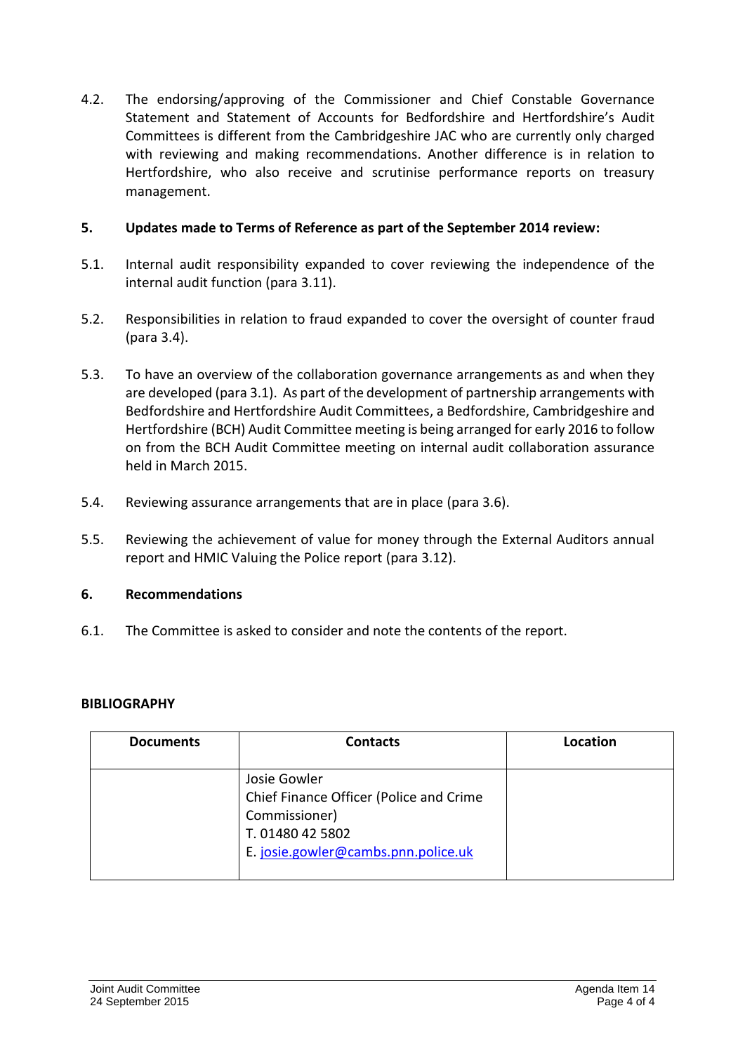4.2. The endorsing/approving of the Commissioner and Chief Constable Governance Statement and Statement of Accounts for Bedfordshire and Hertfordshire's Audit Committees is different from the Cambridgeshire JAC who are currently only charged with reviewing and making recommendations. Another difference is in relation to Hertfordshire, who also receive and scrutinise performance reports on treasury management.

**5. Updates made to Terms of Reference as part of the September 2014 review:**

5.1. Internal audit responsibility expanded to cover reviewing the independence of the internal audit function (para 3.11).

5.2. Responsibilities in relation to fraud expanded to cover the oversight of counter fraud (para 3.4).

5.3. To have an overview of the collaboration governance arrangements as and when they are developed (para 3.1). As part of the development of partnership arrangements with Bedfordshire and Hertfordshire Audit Committees, a Bedfordshire, Cambridgeshire and Hertfordshire (BCH) Audit Committee meeting is being arranged for early 2016 to follow on from the BCH Audit Committee meeting on internal audit collaboration assurance held in March 2015.

5.4. Reviewing assurance arrangements that are in place (para 3.6).

5.5. Reviewing the achievement of value for money through the External Auditors annual report and HMIC Valuing the Police report (para 3.12).

**6. Recommendations**

6.1. The Committee is asked to consider and note the contents of the report.

**BIBLIOGRAPHY**

| Documents | Contacts | Location |
|---|---|---|
| | Josie Gowler<br>Chief Finance Officer (Police and Crime Commissioner)<br>T. 01480 42 5802<br>E. josie.gowler@cambs.pnn.police.uk | |